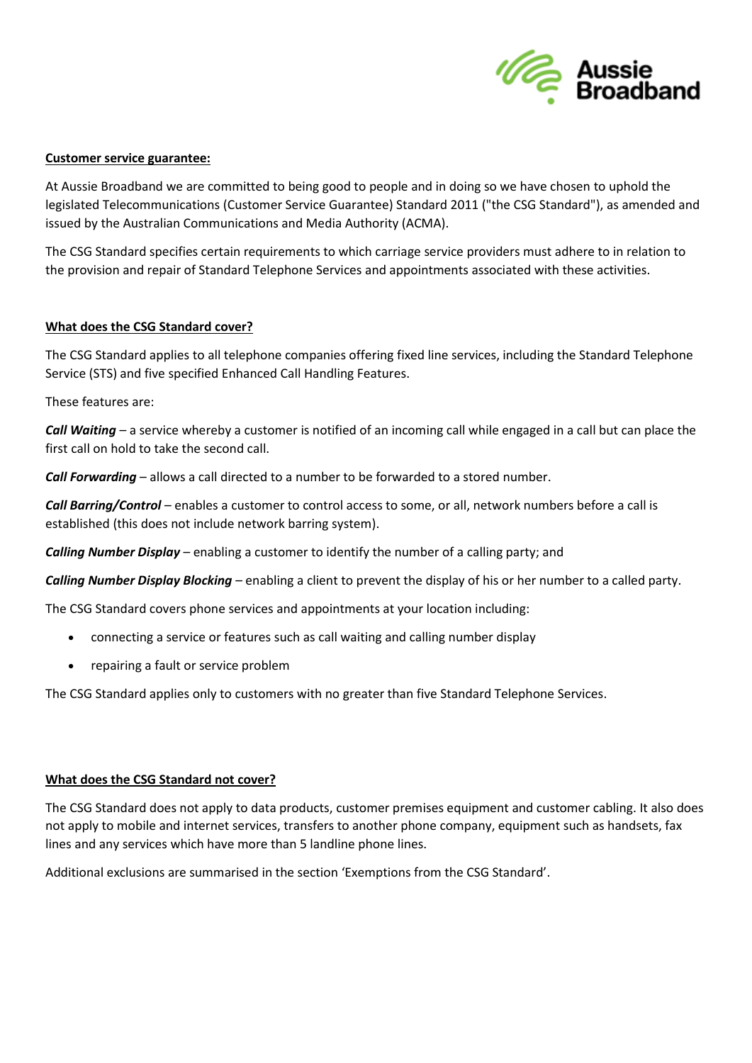## Customer service guarantee:

At Aussie Broadband we are committed to being good to people and in doing so we have chosen to uphold the legislated Telecommunications (Customer Service Guarantee) Standard 2011 ("the CSG Standard"), as amended and issued by the Australian Communications and Media Authority (ACMA).

The CSG Standard specifies certain requirements to which carriage service providers must adhere to in relation to the provision and repair of Standard Telephone Services and appointments associated with these activities.

## What does the CSG Standard cover?

The CSG Standard applies to all telephone companies offering fixed line services, including the Standard Telephone Service (STS) and five specified Enhanced Call Handling Features.

These features are:

***Call Waiting*** – a service whereby a customer is notified of an incoming call while engaged in a call but can place the first call on hold to take the second call.

***Call Forwarding*** – allows a call directed to a number to be forwarded to a stored number.

***Call Barring/Control*** – enables a customer to control access to some, or all, network numbers before a call is established (this does not include network barring system).

***Calling Number Display*** – enabling a customer to identify the number of a calling party; and

***Calling Number Display Blocking*** – enabling a client to prevent the display of his or her number to a called party.

The CSG Standard covers phone services and appointments at your location including:

- connecting a service or features such as call waiting and calling number display
- repairing a fault or service problem

The CSG Standard applies only to customers with no greater than five Standard Telephone Services.

## What does the CSG Standard not cover?

The CSG Standard does not apply to data products, customer premises equipment and customer cabling. It also does not apply to mobile and internet services, transfers to another phone company, equipment such as handsets, fax lines and any services which have more than 5 landline phone lines.

Additional exclusions are summarised in the section 'Exemptions from the CSG Standard'.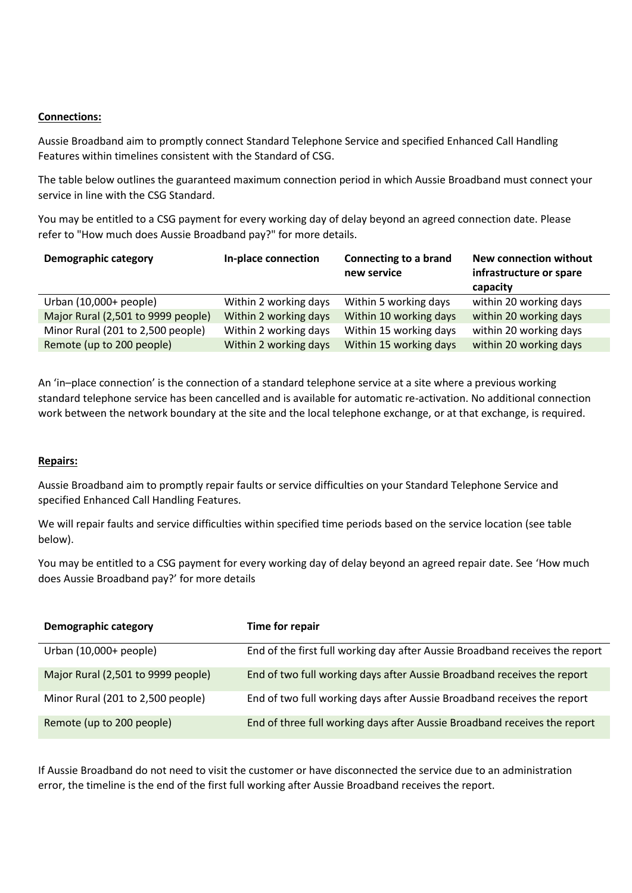**Connections:**

Aussie Broadband aim to promptly connect Standard Telephone Service and specified Enhanced Call Handling Features within timelines consistent with the Standard of CSG.

The table below outlines the guaranteed maximum connection period in which Aussie Broadband must connect your service in line with the CSG Standard.

You may be entitled to a CSG payment for every working day of delay beyond an agreed connection date. Please refer to "How much does Aussie Broadband pay?" for more details.

| Demographic category | In-place connection | Connecting to a brand new service | New connection without infrastructure or spare capacity |
|---|---|---|---|
| Urban (10,000+ people) | Within 2 working days | Within 5 working days | within 20 working days |
| Major Rural (2,501 to 9999 people) | Within 2 working days | Within 10 working days | within 20 working days |
| Minor Rural (201 to 2,500 people) | Within 2 working days | Within 15 working days | within 20 working days |
| Remote (up to 200 people) | Within 2 working days | Within 15 working days | within 20 working days |

An 'in–place connection' is the connection of a standard telephone service at a site where a previous working standard telephone service has been cancelled and is available for automatic re-activation. No additional connection work between the network boundary at the site and the local telephone exchange, or at that exchange, is required.

**Repairs:**

Aussie Broadband aim to promptly repair faults or service difficulties on your Standard Telephone Service and specified Enhanced Call Handling Features.

We will repair faults and service difficulties within specified time periods based on the service location (see table below).

You may be entitled to a CSG payment for every working day of delay beyond an agreed repair date. See 'How much does Aussie Broadband pay?' for more details

| Demographic category | Time for repair |
|---|---|
| Urban (10,000+ people) | End of the first full working day after Aussie Broadband receives the report |
| Major Rural (2,501 to 9999 people) | End of two full working days after Aussie Broadband receives the report |
| Minor Rural (201 to 2,500 people) | End of two full working days after Aussie Broadband receives the report |
| Remote (up to 200 people) | End of three full working days after Aussie Broadband receives the report |

If Aussie Broadband do not need to visit the customer or have disconnected the service due to an administration error, the timeline is the end of the first full working after Aussie Broadband receives the report.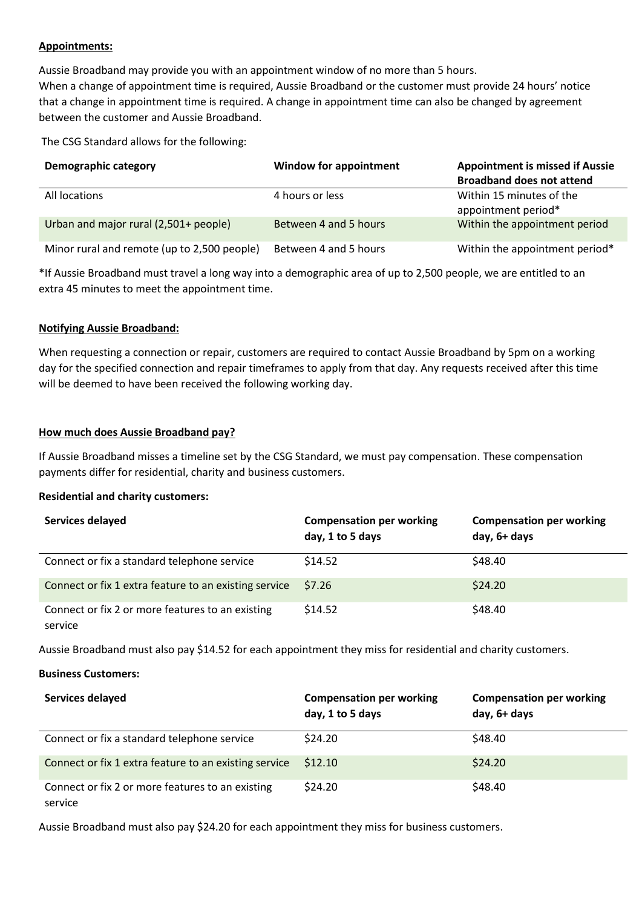**Appointments:**

Aussie Broadband may provide you with an appointment window of no more than 5 hours.
When a change of appointment time is required, Aussie Broadband or the customer must provide 24 hours' notice that a change in appointment time is required. A change in appointment time can also be changed by agreement between the customer and Aussie Broadband.

The CSG Standard allows for the following:

| Demographic category | Window for appointment | Appointment is missed if Aussie Broadband does not attend |
|---|---|---|
| All locations | 4 hours or less | Within 15 minutes of the appointment period* |
| Urban and major rural (2,501+ people) | Between 4 and 5 hours | Within the appointment period |
| Minor rural and remote (up to 2,500 people) | Between 4 and 5 hours | Within the appointment period* |

*If Aussie Broadband must travel a long way into a demographic area of up to 2,500 people, we are entitled to an extra 45 minutes to meet the appointment time.

**Notifying Aussie Broadband:**

When requesting a connection or repair, customers are required to contact Aussie Broadband by 5pm on a working day for the specified connection and repair timeframes to apply from that day. Any requests received after this time will be deemed to have been received the following working day.

**How much does Aussie Broadband pay?**

If Aussie Broadband misses a timeline set by the CSG Standard, we must pay compensation. These compensation payments differ for residential, charity and business customers.

**Residential and charity customers:**

| Services delayed | Compensation per working day, 1 to 5 days | Compensation per working day, 6+ days |
|---|---|---|
| Connect or fix a standard telephone service | $14.52 | $48.40 |
| Connect or fix 1 extra feature to an existing service | $7.26 | $24.20 |
| Connect or fix 2 or more features to an existing service | $14.52 | $48.40 |

Aussie Broadband must also pay $14.52 for each appointment they miss for residential and charity customers.

**Business Customers:**

| Services delayed | Compensation per working day, 1 to 5 days | Compensation per working day, 6+ days |
|---|---|---|
| Connect or fix a standard telephone service | $24.20 | $48.40 |
| Connect or fix 1 extra feature to an existing service | $12.10 | $24.20 |
| Connect or fix 2 or more features to an existing service | $24.20 | $48.40 |

Aussie Broadband must also pay $24.20 for each appointment they miss for business customers.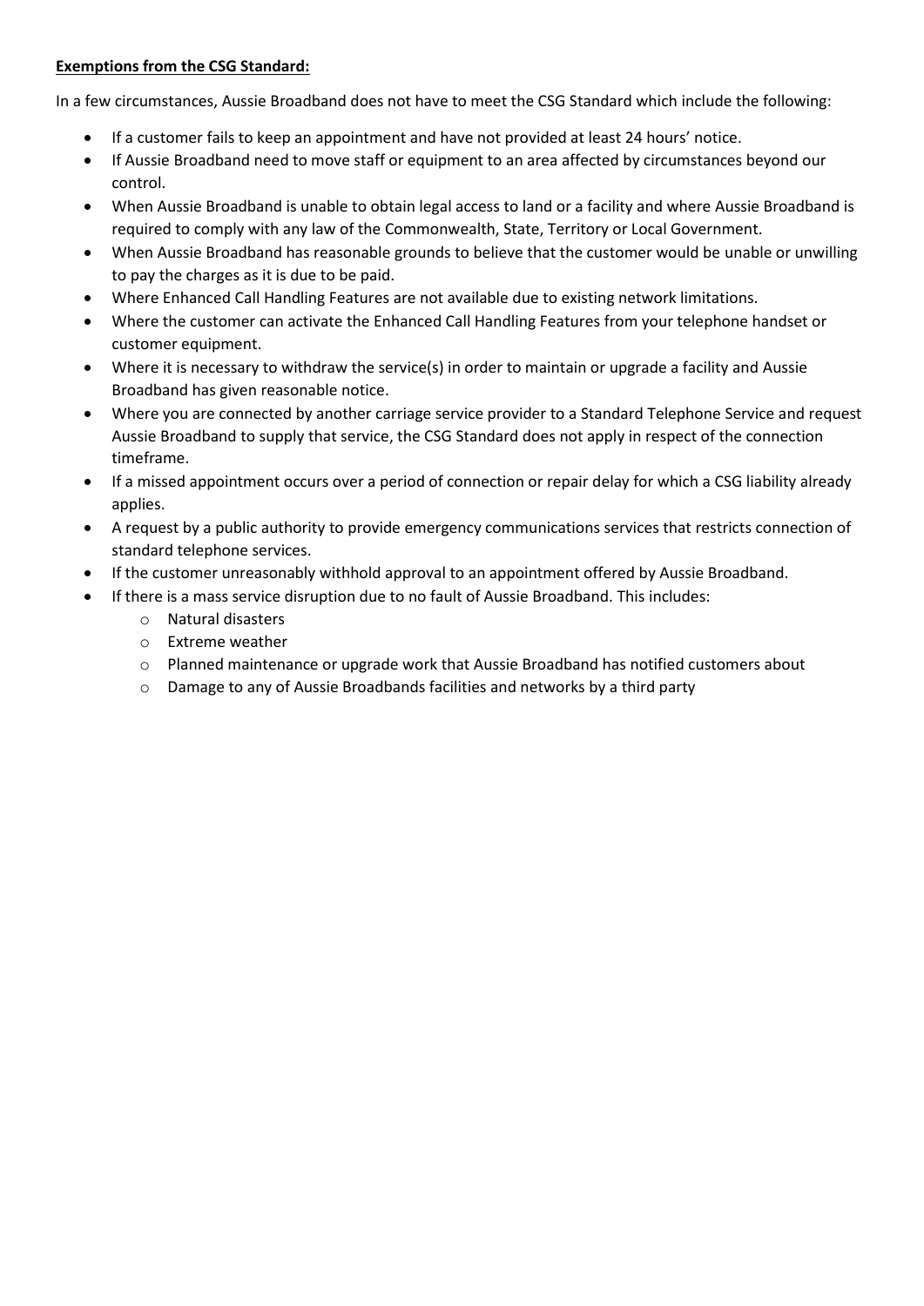**Exemptions from the CSG Standard:**

In a few circumstances, Aussie Broadband does not have to meet the CSG Standard which include the following:

- If a customer fails to keep an appointment and have not provided at least 24 hours' notice.
- If Aussie Broadband need to move staff or equipment to an area affected by circumstances beyond our control.
- When Aussie Broadband is unable to obtain legal access to land or a facility and where Aussie Broadband is required to comply with any law of the Commonwealth, State, Territory or Local Government.
- When Aussie Broadband has reasonable grounds to believe that the customer would be unable or unwilling to pay the charges as it is due to be paid.
- Where Enhanced Call Handling Features are not available due to existing network limitations.
- Where the customer can activate the Enhanced Call Handling Features from your telephone handset or customer equipment.
- Where it is necessary to withdraw the service(s) in order to maintain or upgrade a facility and Aussie Broadband has given reasonable notice.
- Where you are connected by another carriage service provider to a Standard Telephone Service and request Aussie Broadband to supply that service, the CSG Standard does not apply in respect of the connection timeframe.
- If a missed appointment occurs over a period of connection or repair delay for which a CSG liability already applies.
- A request by a public authority to provide emergency communications services that restricts connection of standard telephone services.
- If the customer unreasonably withhold approval to an appointment offered by Aussie Broadband.
- If there is a mass service disruption due to no fault of Aussie Broadband. This includes:
  - Natural disasters
  - Extreme weather
  - Planned maintenance or upgrade work that Aussie Broadband has notified customers about
  - Damage to any of Aussie Broadbands facilities and networks by a third party